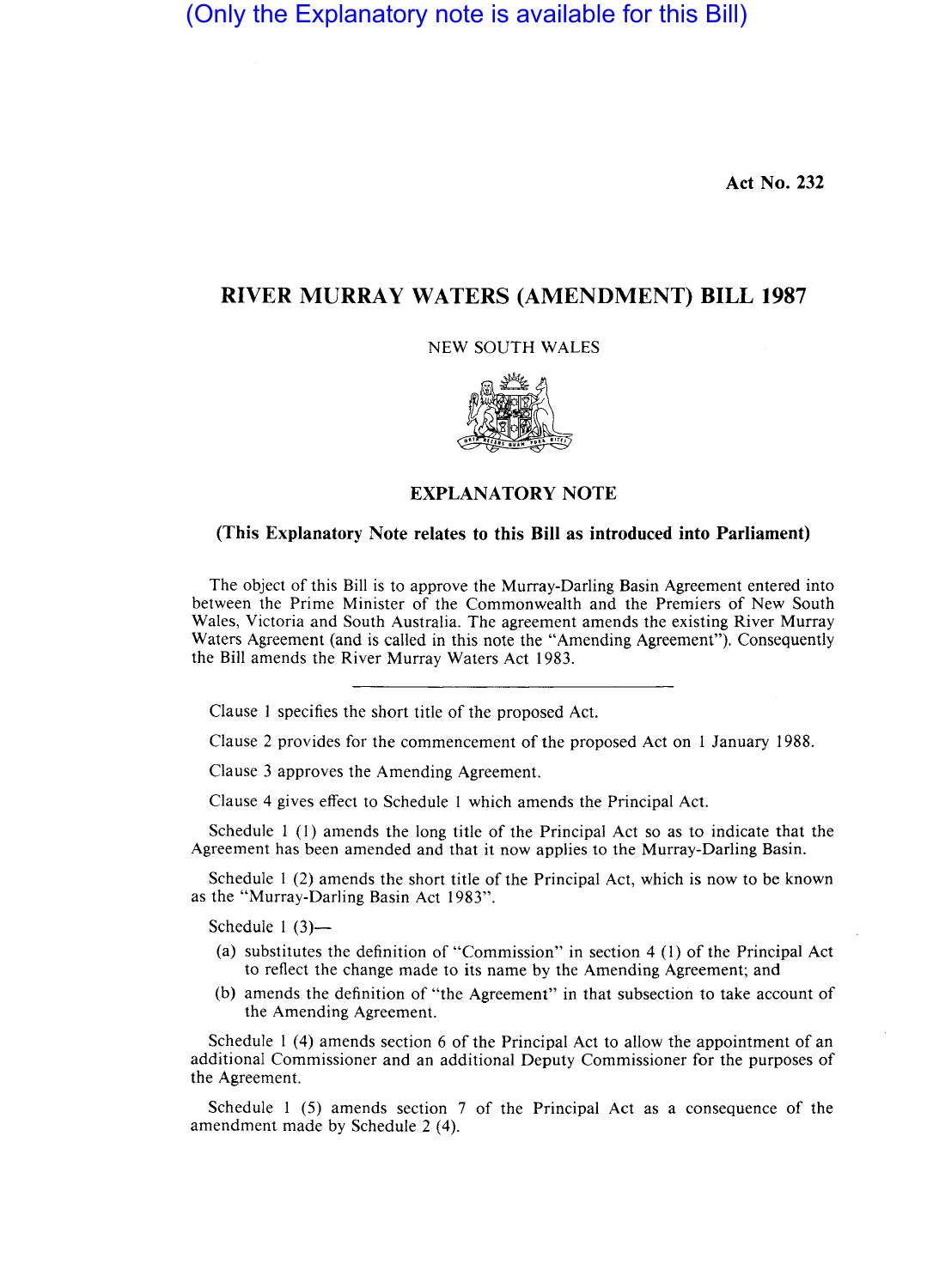(Only the Explanatory note is available for this Bill)

**Act No. 232**

# RIVER MURRAY WATERS (AMENDMENT) BILL 1987

NEW SOUTH WALES

## EXPLANATORY NOTE

**(This Explanatory Note relates to this Bill as introduced into Parliament)**

The object of this Bill is to approve the Murray-Darling Basin Agreement entered into between the Prime Minister of the Commonwealth and the Premiers of New South Wales, Victoria and South Australia. The agreement amends the existing River Murray Waters Agreement (and is called in this note the "Amending Agreement"). Consequently the Bill amends the River Murray Waters Act 1983.

---

Clause 1 specifies the short title of the proposed Act.

Clause 2 provides for the commencement of the proposed Act on 1 January 1988.

Clause 3 approves the Amending Agreement.

Clause 4 gives effect to Schedule 1 which amends the Principal Act.

Schedule 1 (1) amends the long title of the Principal Act so as to indicate that the Agreement has been amended and that it now applies to the Murray-Darling Basin.

Schedule 1 (2) amends the short title of the Principal Act, which is now to be known as the "Murray-Darling Basin Act 1983".

Schedule 1 (3)—

(a) substitutes the definition of "Commission" in section 4 (1) of the Principal Act to reflect the change made to its name by the Amending Agreement; and

(b) amends the definition of "the Agreement" in that subsection to take account of the Amending Agreement.

Schedule 1 (4) amends section 6 of the Principal Act to allow the appointment of an additional Commissioner and an additional Deputy Commissioner for the purposes of the Agreement.

Schedule 1 (5) amends section 7 of the Principal Act as a consequence of the amendment made by Schedule 2 (4).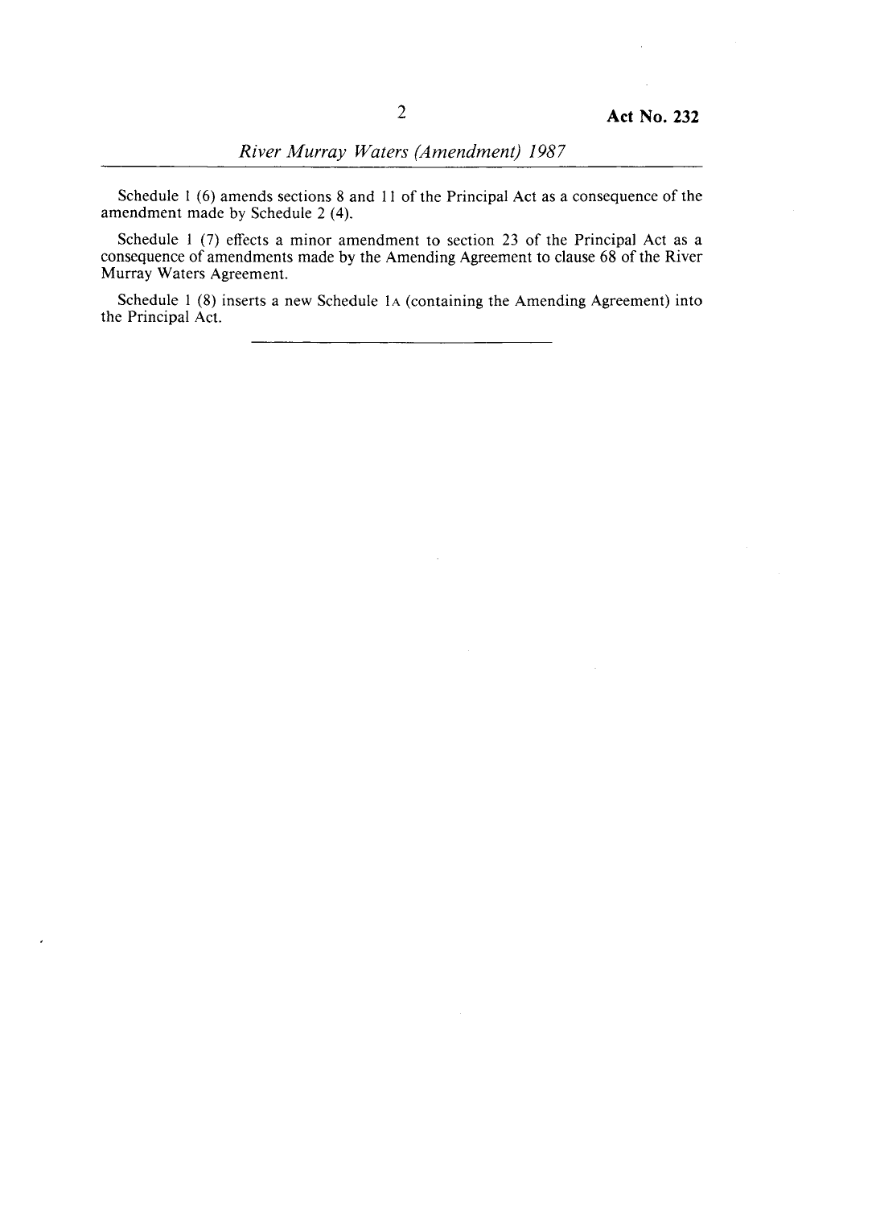Schedule 1 (6) amends sections 8 and 11 of the Principal Act as a consequence of the amendment made by Schedule 2 (4).

Schedule 1 (7) effects a minor amendment to section 23 of the Principal Act as a consequence of amendments made by the Amending Agreement to clause 68 of the River Murray Waters Agreement.

Schedule 1 (8) inserts a new Schedule 1A (containing the Amending Agreement) into the Principal Act.